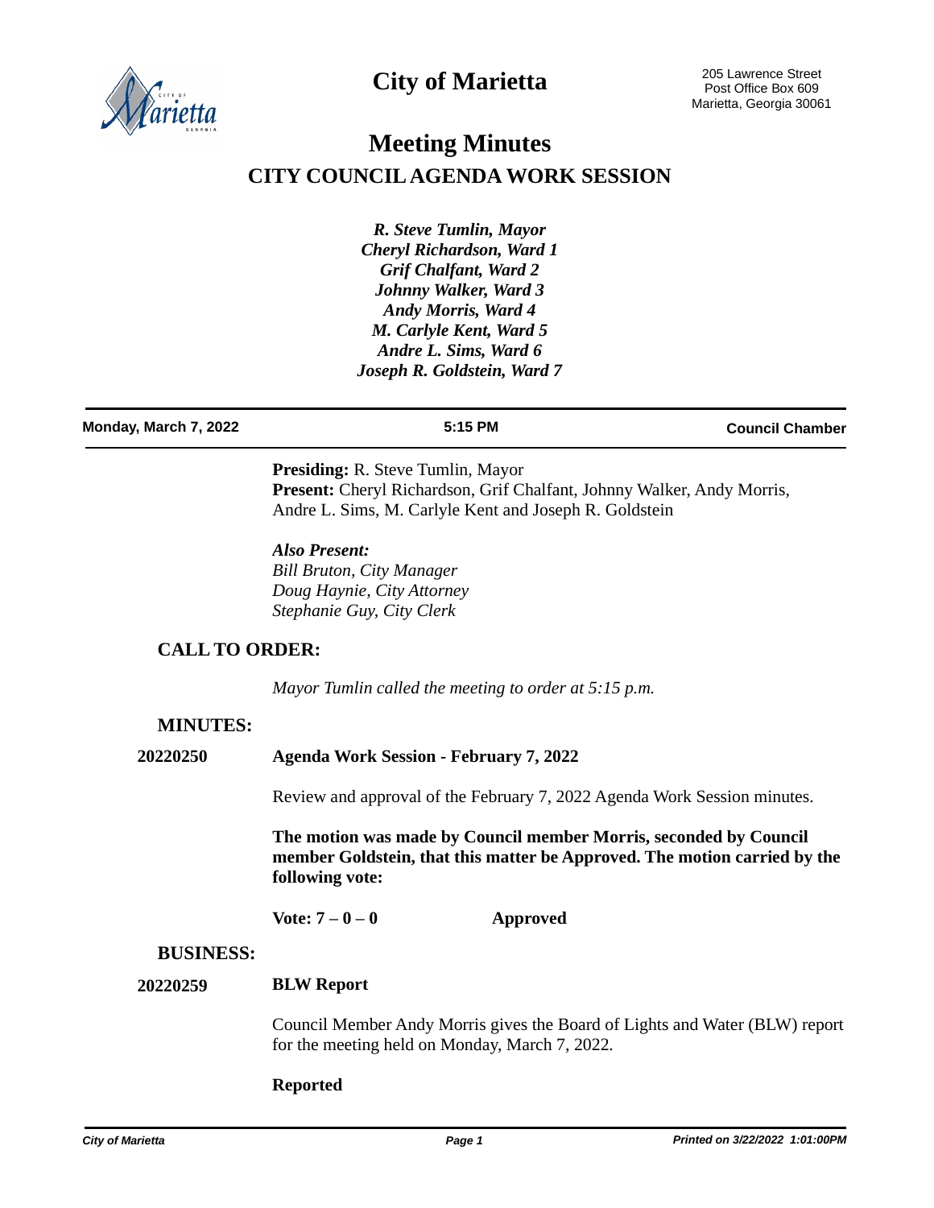# City of Marietta

205 Lawrence Street
Post Office Box 609
Marietta, Georgia 30061

# Meeting Minutes

## CITY COUNCIL AGENDA WORK SESSION

***R. Steve Tumlin, Mayor***
***Cheryl Richardson, Ward 1***
***Grif Chalfant, Ward 2***
***Johnny Walker, Ward 3***
***Andy Morris, Ward 4***
***M. Carlyle Kent, Ward 5***
***Andre L. Sims, Ward 6***
***Joseph R. Goldstein, Ward 7***

**Monday, March 7, 2022** — **5:15 PM** — **Council Chamber**

**Presiding:** R. Steve Tumlin, Mayor
**Present:** Cheryl Richardson, Grif Chalfant, Johnny Walker, Andy Morris, Andre L. Sims, M. Carlyle Kent and Joseph R. Goldstein

***Also Present:***
*Bill Bruton, City Manager*
*Doug Haynie, City Attorney*
*Stephanie Guy, City Clerk*

### CALL TO ORDER:

*Mayor Tumlin called the meeting to order at 5:15 p.m.*

### MINUTES:

**20220250** **Agenda Work Session - February 7, 2022**

Review and approval of the February 7, 2022 Agenda Work Session minutes.

**The motion was made by Council member Morris, seconded by Council member Goldstein, that this matter be Approved. The motion carried by the following vote:**

**Vote: 7 – 0 – 0** **Approved**

### BUSINESS:

**20220259** **BLW Report**

Council Member Andy Morris gives the Board of Lights and Water (BLW) report for the meeting held on Monday, March 7, 2022.

**Reported**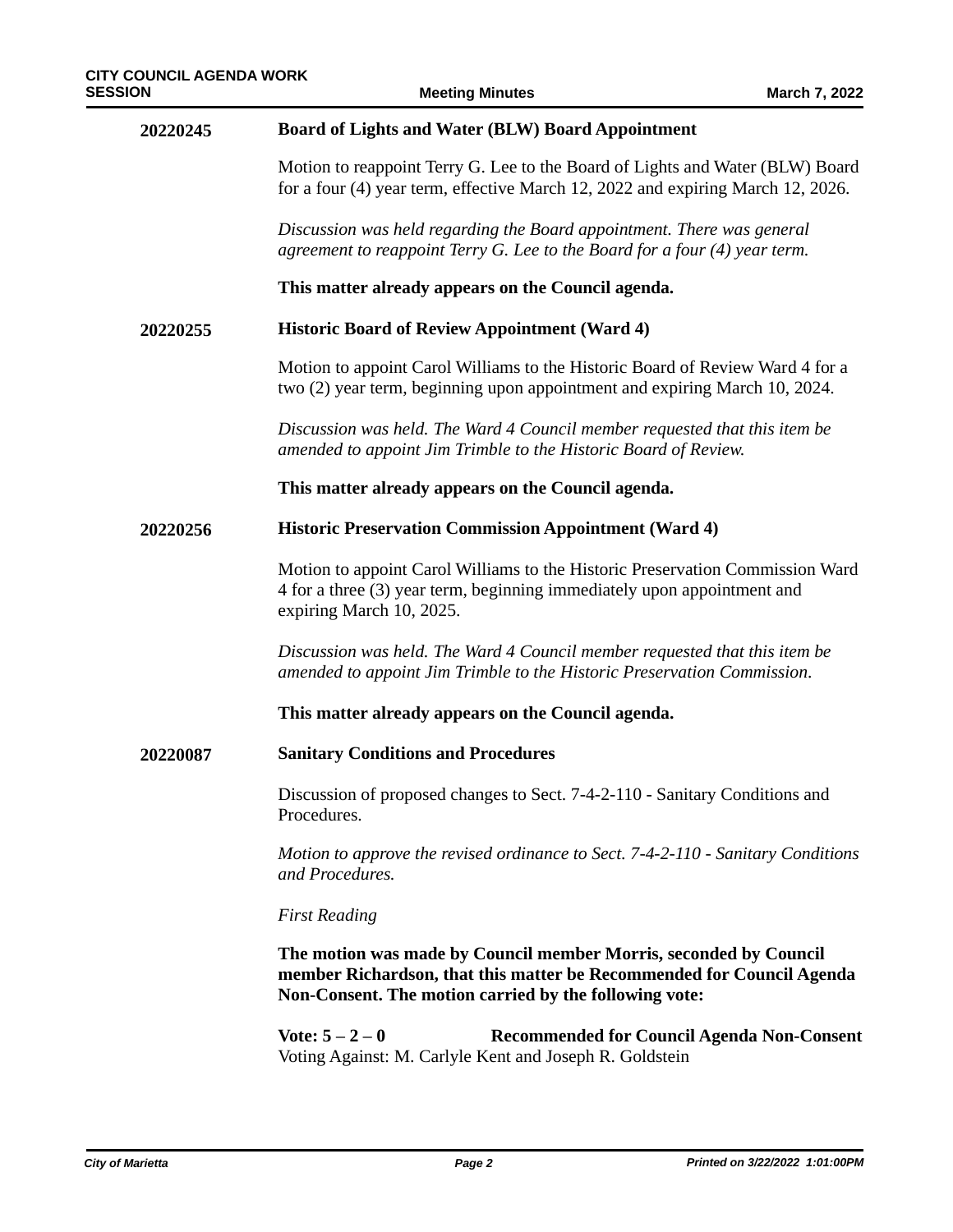**20220245** **Board of Lights and Water (BLW) Board Appointment**

Motion to reappoint Terry G. Lee to the Board of Lights and Water (BLW) Board for a four (4) year term, effective March 12, 2022 and expiring March 12, 2026.

*Discussion was held regarding the Board appointment. There was general agreement to reappoint Terry G. Lee to the Board for a four (4) year term.*

**This matter already appears on the Council agenda.**

**20220255** **Historic Board of Review Appointment (Ward 4)**

Motion to appoint Carol Williams to the Historic Board of Review Ward 4 for a two (2) year term, beginning upon appointment and expiring March 10, 2024.

*Discussion was held. The Ward 4 Council member requested that this item be amended to appoint Jim Trimble to the Historic Board of Review.*

**This matter already appears on the Council agenda.**

**20220256** **Historic Preservation Commission Appointment (Ward 4)**

Motion to appoint Carol Williams to the Historic Preservation Commission Ward 4 for a three (3) year term, beginning immediately upon appointment and expiring March 10, 2025.

*Discussion was held. The Ward 4 Council member requested that this item be amended to appoint Jim Trimble to the Historic Preservation Commission.*

**This matter already appears on the Council agenda.**

**20220087** **Sanitary Conditions and Procedures**

Discussion of proposed changes to Sect. 7-4-2-110 - Sanitary Conditions and Procedures.

*Motion to approve the revised ordinance to Sect. 7-4-2-110 - Sanitary Conditions and Procedures.*

*First Reading*

**The motion was made by Council member Morris, seconded by Council member Richardson, that this matter be Recommended for Council Agenda Non-Consent. The motion carried by the following vote:**

**Vote: 5 – 2 – 0** **Recommended for Council Agenda Non-Consent**
Voting Against: M. Carlyle Kent and Joseph R. Goldstein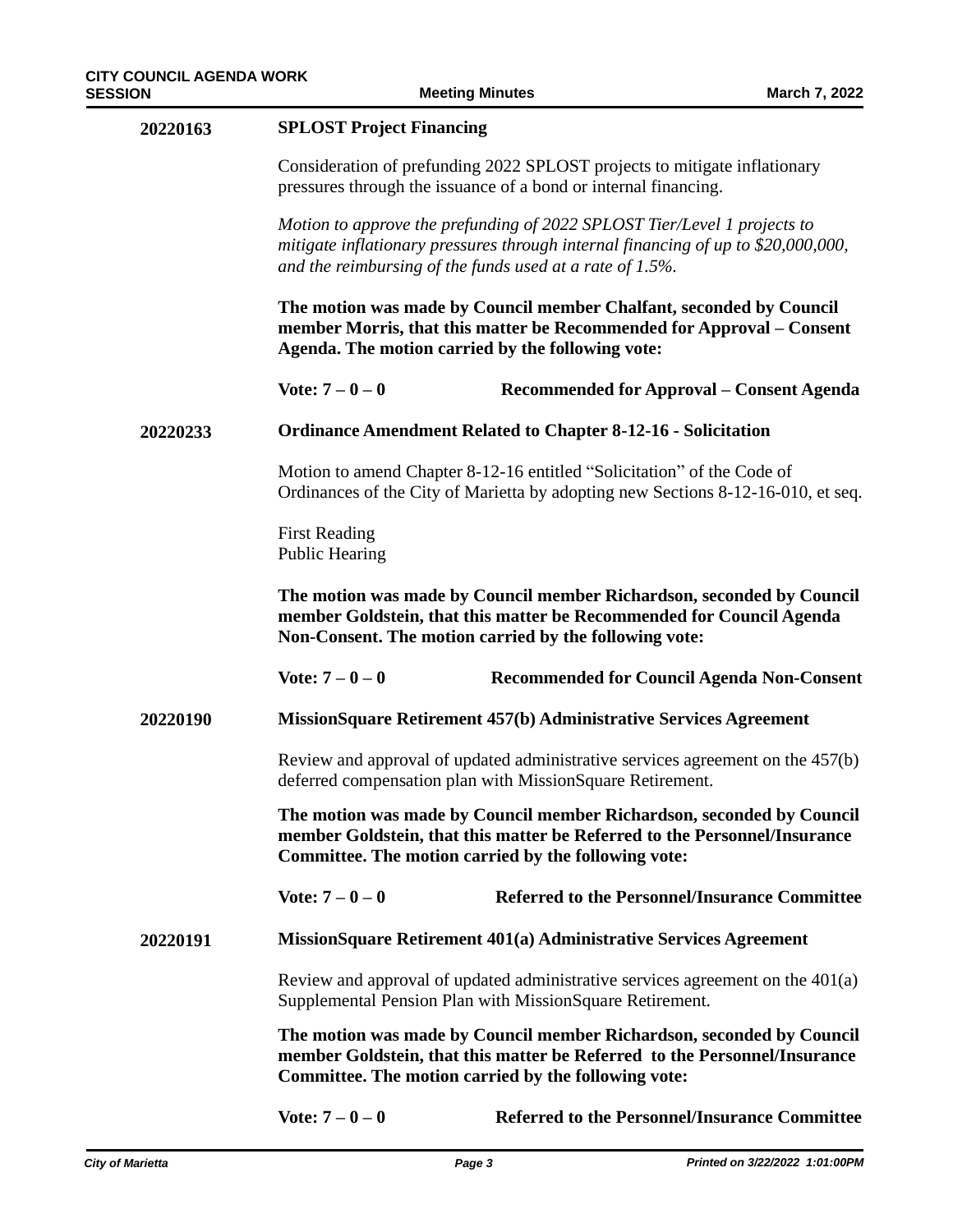**20220163** **SPLOST Project Financing**

Consideration of prefunding 2022 SPLOST projects to mitigate inflationary pressures through the issuance of a bond or internal financing.

*Motion to approve the prefunding of 2022 SPLOST Tier/Level 1 projects to mitigate inflationary pressures through internal financing of up to $20,000,000, and the reimbursing of the funds used at a rate of 1.5%.*

**The motion was made by Council member Chalfant, seconded by Council member Morris, that this matter be Recommended for Approval – Consent Agenda. The motion carried by the following vote:**

**Vote: 7 – 0 – 0** **Recommended for Approval – Consent Agenda**

**20220233** **Ordinance Amendment Related to Chapter 8-12-16 - Solicitation**

Motion to amend Chapter 8-12-16 entitled "Solicitation" of the Code of Ordinances of the City of Marietta by adopting new Sections 8-12-16-010, et seq.

First Reading
Public Hearing

**The motion was made by Council member Richardson, seconded by Council member Goldstein, that this matter be Recommended for Council Agenda Non-Consent. The motion carried by the following vote:**

**Vote: 7 – 0 – 0** **Recommended for Council Agenda Non-Consent**

**20220190** **MissionSquare Retirement 457(b) Administrative Services Agreement**

Review and approval of updated administrative services agreement on the 457(b) deferred compensation plan with MissionSquare Retirement.

**The motion was made by Council member Richardson, seconded by Council member Goldstein, that this matter be Referred to the Personnel/Insurance Committee. The motion carried by the following vote:**

**Vote: 7 – 0 – 0** **Referred to the Personnel/Insurance Committee**

**20220191** **MissionSquare Retirement 401(a) Administrative Services Agreement**

Review and approval of updated administrative services agreement on the 401(a) Supplemental Pension Plan with MissionSquare Retirement.

**The motion was made by Council member Richardson, seconded by Council member Goldstein, that this matter be Referred to the Personnel/Insurance Committee. The motion carried by the following vote:**

**Vote: 7 – 0 – 0** **Referred to the Personnel/Insurance Committee**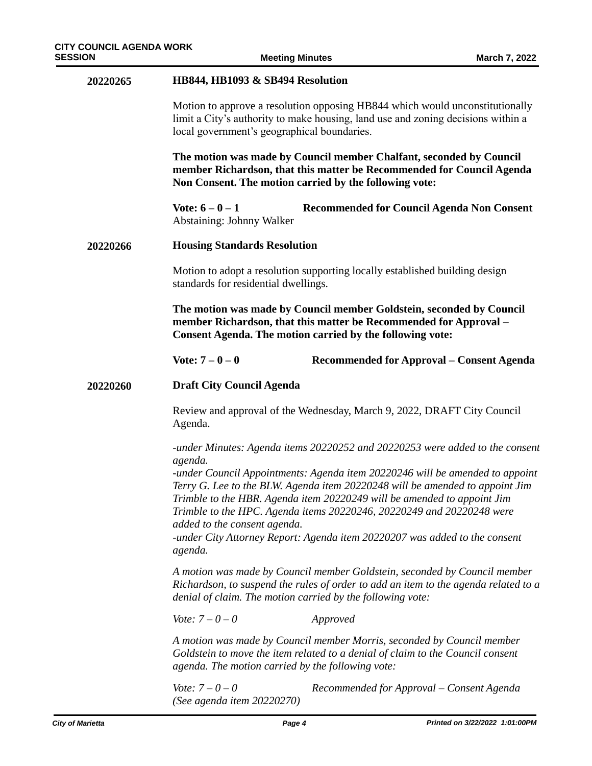**20220265** **HB844, HB1093 & SB494 Resolution**

Motion to approve a resolution opposing HB844 which would unconstitutionally limit a City's authority to make housing, land use and zoning decisions within a local government's geographical boundaries.

**The motion was made by Council member Chalfant, seconded by Council member Richardson, that this matter be Recommended for Council Agenda Non Consent. The motion carried by the following vote:**

**Vote: 6 – 0 – 1** **Recommended for Council Agenda Non Consent**
Abstaining: Johnny Walker

**20220266** **Housing Standards Resolution**

Motion to adopt a resolution supporting locally established building design standards for residential dwellings.

**The motion was made by Council member Goldstein, seconded by Council member Richardson, that this matter be Recommended for Approval – Consent Agenda. The motion carried by the following vote:**

**Vote: 7 – 0 – 0** **Recommended for Approval – Consent Agenda**

**20220260** **Draft City Council Agenda**

Review and approval of the Wednesday, March 9, 2022, DRAFT City Council Agenda.

*-under Minutes: Agenda items 20220252 and 20220253 were added to the consent agenda.*
*-under Council Appointments: Agenda item 20220246 will be amended to appoint Terry G. Lee to the BLW. Agenda item 20220248 will be amended to appoint Jim Trimble to the HBR. Agenda item 20220249 will be amended to appoint Jim Trimble to the HPC. Agenda items 20220246, 20220249 and 20220248 were added to the consent agenda.*
*-under City Attorney Report: Agenda item 20220207 was added to the consent agenda.*

*A motion was made by Council member Goldstein, seconded by Council member Richardson, to suspend the rules of order to add an item to the agenda related to a denial of claim. The motion carried by the following vote:*

*Vote: 7 – 0 – 0* *Approved*

*A motion was made by Council member Morris, seconded by Council member Goldstein to move the item related to a denial of claim to the Council consent agenda. The motion carried by the following vote:*

*Vote: 7 – 0 – 0* *Recommended for Approval – Consent Agenda*
*(See agenda item 20220270)*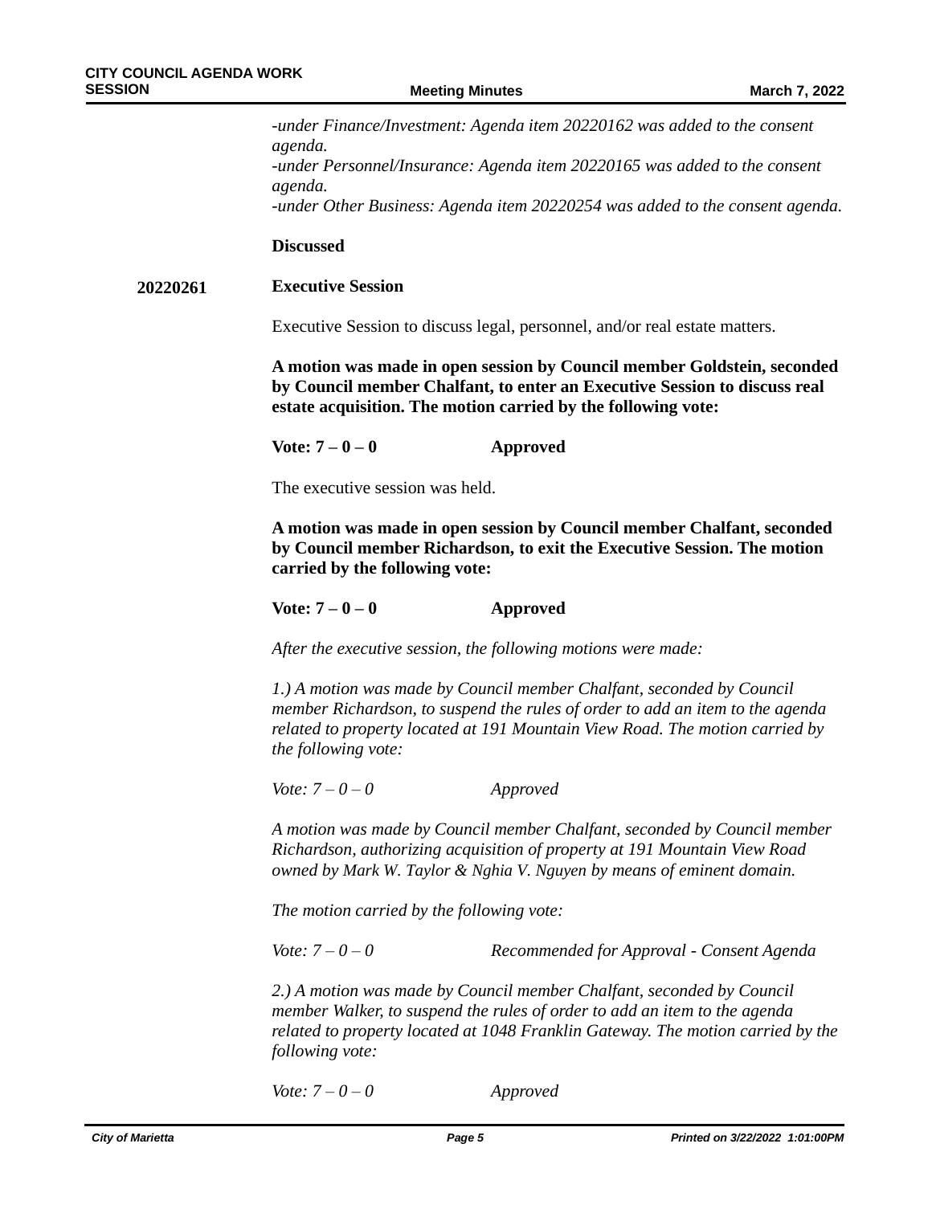*-under Finance/Investment: Agenda item 20220162 was added to the consent agenda.*
*-under Personnel/Insurance: Agenda item 20220165 was added to the consent agenda.*
*-under Other Business: Agenda item 20220254 was added to the consent agenda.*

**Discussed**

**20220261** **Executive Session**

Executive Session to discuss legal, personnel, and/or real estate matters.

**A motion was made in open session by Council member Goldstein, seconded by Council member Chalfant, to enter an Executive Session to discuss real estate acquisition. The motion carried by the following vote:**

**Vote: 7 – 0 – 0** **Approved**

The executive session was held.

**A motion was made in open session by Council member Chalfant, seconded by Council member Richardson, to exit the Executive Session. The motion carried by the following vote:**

**Vote: 7 – 0 – 0** **Approved**

*After the executive session, the following motions were made:*

*1.) A motion was made by Council member Chalfant, seconded by Council member Richardson, to suspend the rules of order to add an item to the agenda related to property located at 191 Mountain View Road. The motion carried by the following vote:*

*Vote: 7 – 0 – 0* *Approved*

*A motion was made by Council member Chalfant, seconded by Council member Richardson, authorizing acquisition of property at 191 Mountain View Road owned by Mark W. Taylor & Nghia V. Nguyen by means of eminent domain.*

*The motion carried by the following vote:*

*Vote: 7 – 0 – 0* *Recommended for Approval - Consent Agenda*

*2.) A motion was made by Council member Chalfant, seconded by Council member Walker, to suspend the rules of order to add an item to the agenda related to property located at 1048 Franklin Gateway. The motion carried by the following vote:*

*Vote: 7 – 0 – 0* *Approved*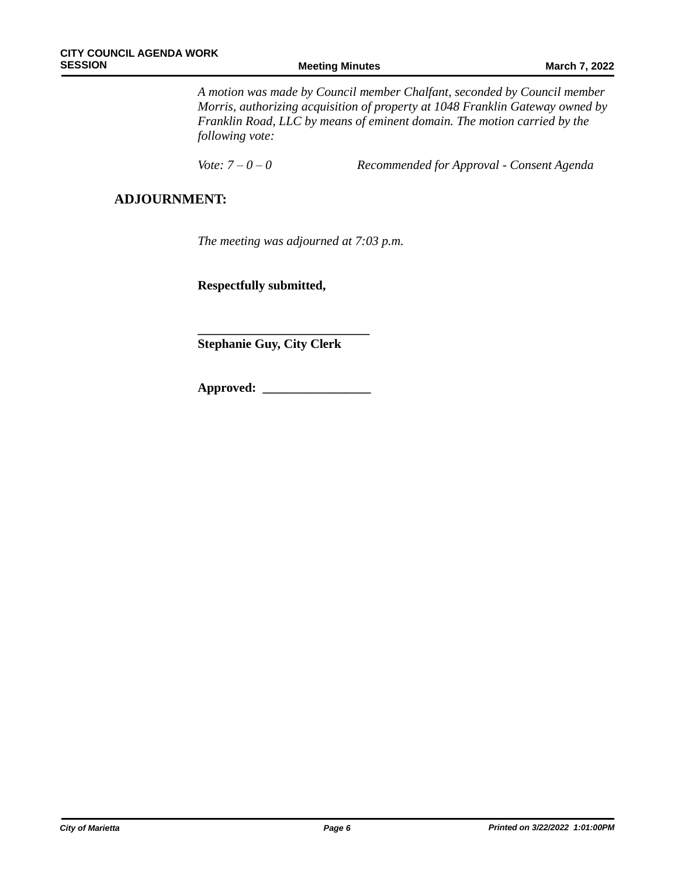*A motion was made by Council member Chalfant, seconded by Council member Morris, authorizing acquisition of property at 1048 Franklin Gateway owned by Franklin Road, LLC by means of eminent domain. The motion carried by the following vote:*

*Vote: 7 – 0 – 0* *Recommended for Approval - Consent Agenda*

## ADJOURNMENT:

*The meeting was adjourned at 7:03 p.m.*

**Respectfully submitted,**

**___________________________**
**Stephanie Guy, City Clerk**

**Approved: _________________**